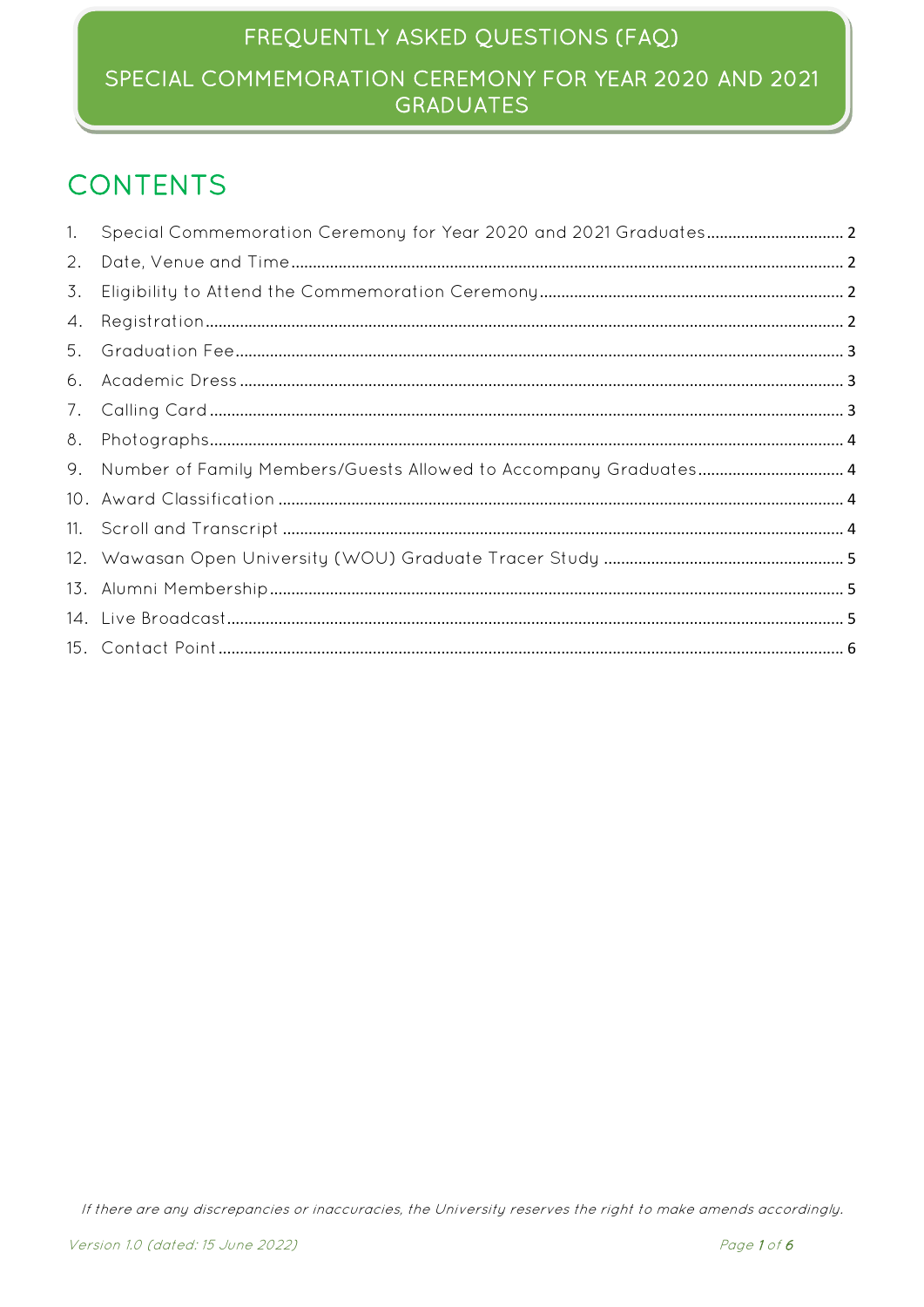# FREQUENTLY ASKED QUESTIONS (FAQ)

# SPECIAL COMMEMORATION CEREMONY FOR YEAR 2020 AND 2021 GRADUATES

## CONTENTS

1. Special Commemoration Ceremony for Year 2020 and 2021 Graduates ........ 2
2. Date, Venue and Time ........ 2
3. Eligibility to Attend the Commemoration Ceremony ........ 2
4. Registration ........ 2
5. Graduation Fee ........ 3
6. Academic Dress ........ 3
7. Calling Card ........ 3
8. Photographs ........ 4
9. Number of Family Members/Guests Allowed to Accompany Graduates ........ 4
10. Award Classification ........ 4
11. Scroll and Transcript ........ 4
12. Wawasan Open University (WOU) Graduate Tracer Study ........ 5
13. Alumni Membership ........ 5
14. Live Broadcast ........ 5
15. Contact Point ........ 6

*If there are any discrepancies or inaccuracies, the University reserves the right to make amends accordingly.*

*Version 1.0 (dated: 15 June 2022)*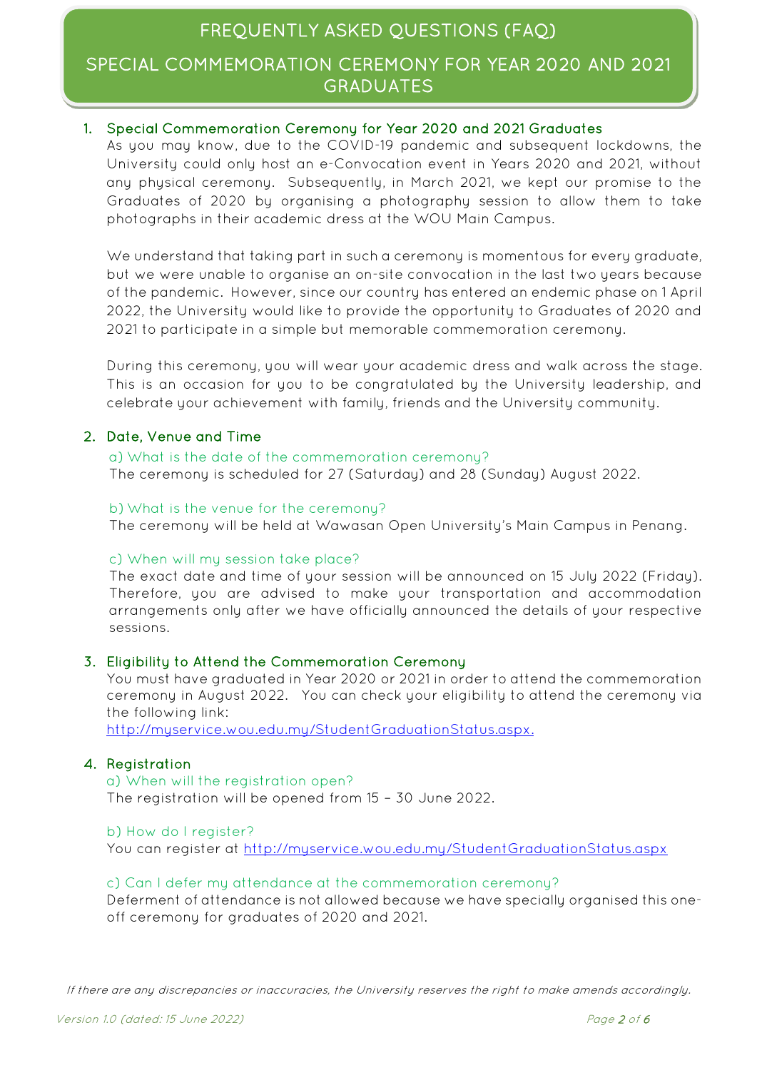# FREQUENTLY ASKED QUESTIONS (FAQ)

## SPECIAL COMMEMORATION CEREMONY FOR YEAR 2020 AND 2021 GRADUATES

### 1. Special Commemoration Ceremony for Year 2020 and 2021 Graduates

As you may know, due to the COVID-19 pandemic and subsequent lockdowns, the University could only host an e-Convocation event in Years 2020 and 2021, without any physical ceremony. Subsequently, in March 2021, we kept our promise to the Graduates of 2020 by organising a photography session to allow them to take photographs in their academic dress at the WOU Main Campus.

We understand that taking part in such a ceremony is momentous for every graduate, but we were unable to organise an on-site convocation in the last two years because of the pandemic. However, since our country has entered an endemic phase on 1 April 2022, the University would like to provide the opportunity to Graduates of 2020 and 2021 to participate in a simple but memorable commemoration ceremony.

During this ceremony, you will wear your academic dress and walk across the stage. This is an occasion for you to be congratulated by the University leadership, and celebrate your achievement with family, friends and the University community.

### 2. Date, Venue and Time

a) What is the date of the commemoration ceremony?

The ceremony is scheduled for 27 (Saturday) and 28 (Sunday) August 2022.

b) What is the venue for the ceremony?

The ceremony will be held at Wawasan Open University's Main Campus in Penang.

c) When will my session take place?

The exact date and time of your session will be announced on 15 July 2022 (Friday). Therefore, you are advised to make your transportation and accommodation arrangements only after we have officially announced the details of your respective sessions.

### 3. Eligibility to Attend the Commemoration Ceremony

You must have graduated in Year 2020 or 2021 in order to attend the commemoration ceremony in August 2022. You can check your eligibility to attend the ceremony via the following link:
http://myservice.wou.edu.my/StudentGraduationStatus.aspx.

### 4. Registration

a) When will the registration open?

The registration will be opened from 15 – 30 June 2022.

b) How do I register?

You can register at http://myservice.wou.edu.my/StudentGraduationStatus.aspx

c) Can I defer my attendance at the commemoration ceremony?

Deferment of attendance is not allowed because we have specially organised this one-off ceremony for graduates of 2020 and 2021.

*If there are any discrepancies or inaccuracies, the University reserves the right to make amends accordingly.*

*Version 1.0 (dated: 15 June 2022)*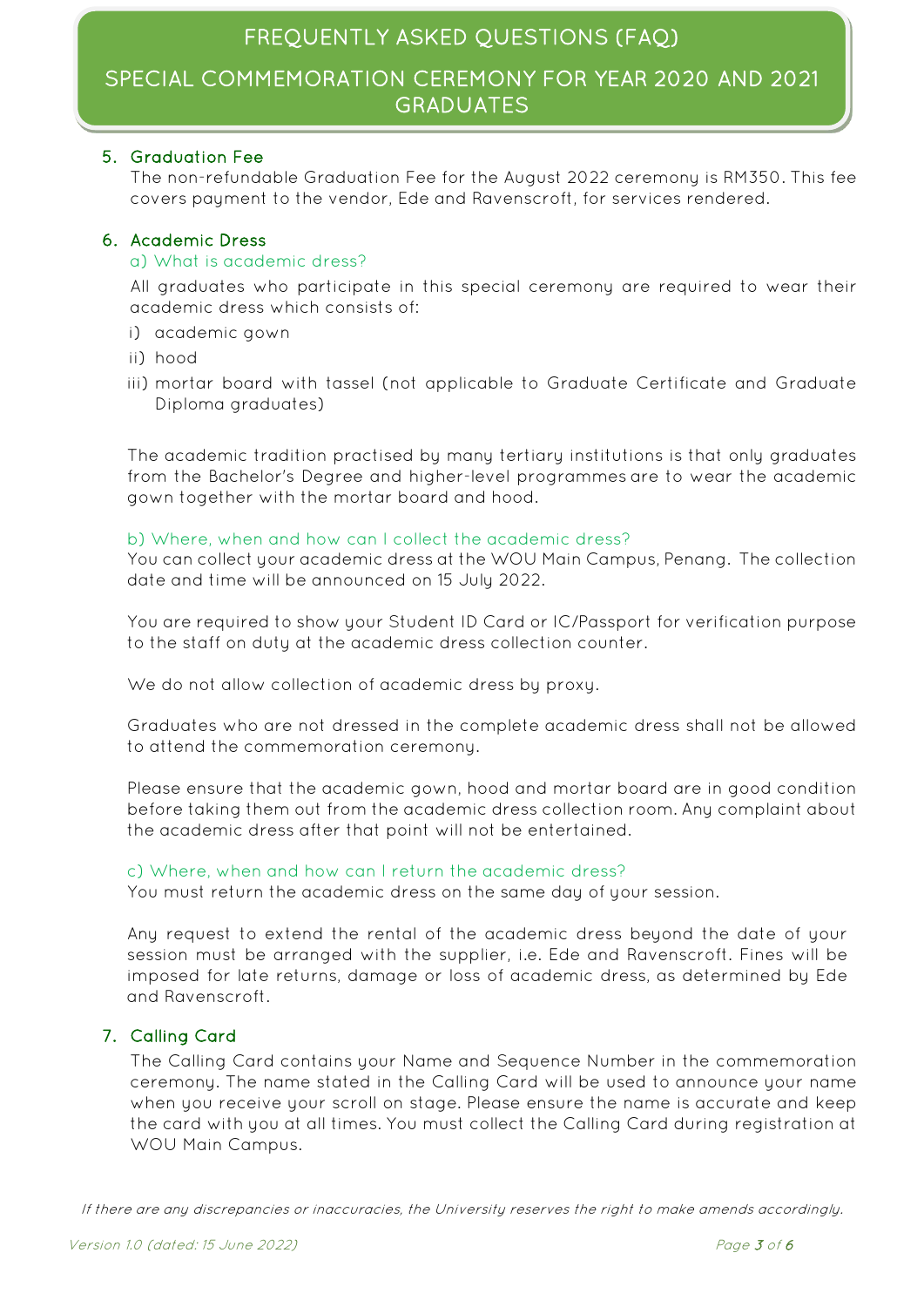## 5. Graduation Fee

The non-refundable Graduation Fee for the August 2022 ceremony is RM350. This fee covers payment to the vendor, Ede and Ravenscroft, for services rendered.

## 6. Academic Dress

### a) What is academic dress?

All graduates who participate in this special ceremony are required to wear their academic dress which consists of:

i) academic gown

ii) hood

iii) mortar board with tassel (not applicable to Graduate Certificate and Graduate Diploma graduates)

The academic tradition practised by many tertiary institutions is that only graduates from the Bachelor's Degree and higher-level programmes are to wear the academic gown together with the mortar board and hood.

### b) Where, when and how can I collect the academic dress?

You can collect your academic dress at the WOU Main Campus, Penang. The collection date and time will be announced on 15 July 2022.

You are required to show your Student ID Card or IC/Passport for verification purpose to the staff on duty at the academic dress collection counter.

We do not allow collection of academic dress by proxy.

Graduates who are not dressed in the complete academic dress shall not be allowed to attend the commemoration ceremony.

Please ensure that the academic gown, hood and mortar board are in good condition before taking them out from the academic dress collection room. Any complaint about the academic dress after that point will not be entertained.

### c) Where, when and how can I return the academic dress?

You must return the academic dress on the same day of your session.

Any request to extend the rental of the academic dress beyond the date of your session must be arranged with the supplier, i.e. Ede and Ravenscroft. Fines will be imposed for late returns, damage or loss of academic dress, as determined by Ede and Ravenscroft.

## 7. Calling Card

The Calling Card contains your Name and Sequence Number in the commemoration ceremony. The name stated in the Calling Card will be used to announce your name when you receive your scroll on stage. Please ensure the name is accurate and keep the card with you at all times. You must collect the Calling Card during registration at WOU Main Campus.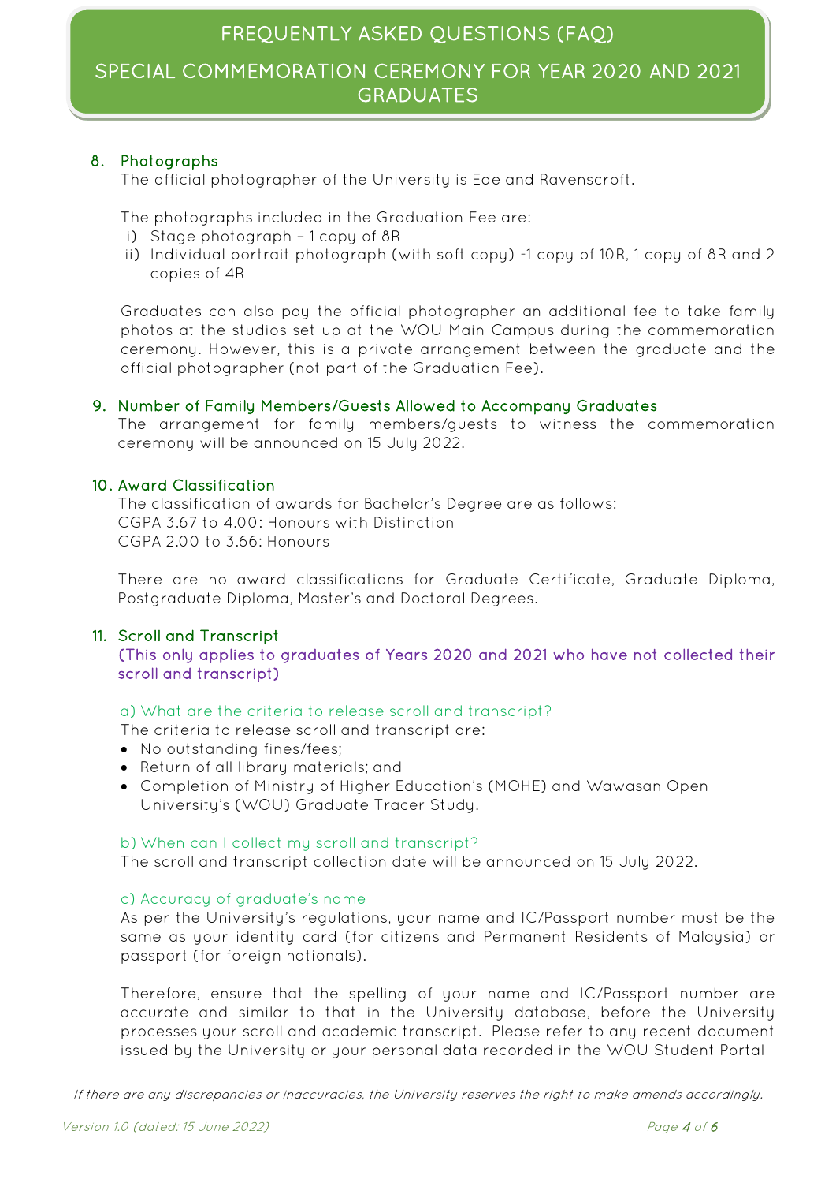## 8. Photographs

The official photographer of the University is Ede and Ravenscroft.

The photographs included in the Graduation Fee are:

i) Stage photograph – 1 copy of 8R
ii) Individual portrait photograph (with soft copy) -1 copy of 10R, 1 copy of 8R and 2 copies of 4R

Graduates can also pay the official photographer an additional fee to take family photos at the studios set up at the WOU Main Campus during the commemoration ceremony. However, this is a private arrangement between the graduate and the official photographer (not part of the Graduation Fee).

## 9. Number of Family Members/Guests Allowed to Accompany Graduates

The arrangement for family members/guests to witness the commemoration ceremony will be announced on 15 July 2022.

## 10. Award Classification

The classification of awards for Bachelor's Degree are as follows:
CGPA 3.67 to 4.00: Honours with Distinction
CGPA 2.00 to 3.66: Honours

There are no award classifications for Graduate Certificate, Graduate Diploma, Postgraduate Diploma, Master's and Doctoral Degrees.

## 11. Scroll and Transcript

**(This only applies to graduates of Years 2020 and 2021 who have not collected their scroll and transcript)**

### a) What are the criteria to release scroll and transcript?

The criteria to release scroll and transcript are:

- No outstanding fines/fees;
- Return of all library materials; and
- Completion of Ministry of Higher Education's (MOHE) and Wawasan Open University's (WOU) Graduate Tracer Study.

### b) When can I collect my scroll and transcript?

The scroll and transcript collection date will be announced on 15 July 2022.

### c) Accuracy of graduate's name

As per the University's regulations, your name and IC/Passport number must be the same as your identity card (for citizens and Permanent Residents of Malaysia) or passport (for foreign nationals).

Therefore, ensure that the spelling of your name and IC/Passport number are accurate and similar to that in the University database, before the University processes your scroll and academic transcript. Please refer to any recent document issued by the University or your personal data recorded in the WOU Student Portal

*If there are any discrepancies or inaccuracies, the University reserves the right to make amends accordingly.*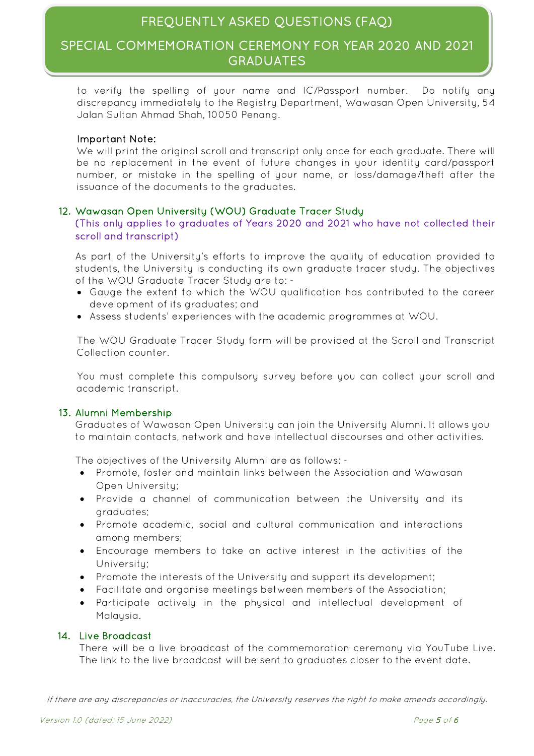to verify the spelling of your name and IC/Passport number. Do notify any discrepancy immediately to the Registry Department, Wawasan Open University, 54 Jalan Sultan Ahmad Shah, 10050 Penang.

**Important Note:**
We will print the original scroll and transcript only once for each graduate. There will be no replacement in the event of future changes in your identity card/passport number, or mistake in the spelling of your name, or loss/damage/theft after the issuance of the documents to the graduates.

## 12. Wawasan Open University (WOU) Graduate Tracer Study

(This only applies to graduates of Years 2020 and 2021 who have not collected their scroll and transcript)

As part of the University's efforts to improve the quality of education provided to students, the University is conducting its own graduate tracer study. The objectives of the WOU Graduate Tracer Study are to: -

- Gauge the extent to which the WOU qualification has contributed to the career development of its graduates; and
- Assess students' experiences with the academic programmes at WOU.

The WOU Graduate Tracer Study form will be provided at the Scroll and Transcript Collection counter.

You must complete this compulsory survey before you can collect your scroll and academic transcript.

## 13. Alumni Membership

Graduates of Wawasan Open University can join the University Alumni. It allows you to maintain contacts, network and have intellectual discourses and other activities.

The objectives of the University Alumni are as follows: -

- Promote, foster and maintain links between the Association and Wawasan Open University;
- Provide a channel of communication between the University and its graduates;
- Promote academic, social and cultural communication and interactions among members;
- Encourage members to take an active interest in the activities of the University;
- Promote the interests of the University and support its development;
- Facilitate and organise meetings between members of the Association;
- Participate actively in the physical and intellectual development of Malaysia.

## 14. Live Broadcast

There will be a live broadcast of the commemoration ceremony via YouTube Live. The link to the live broadcast will be sent to graduates closer to the event date.

*If there are any discrepancies or inaccuracies, the University reserves the right to make amends accordingly.*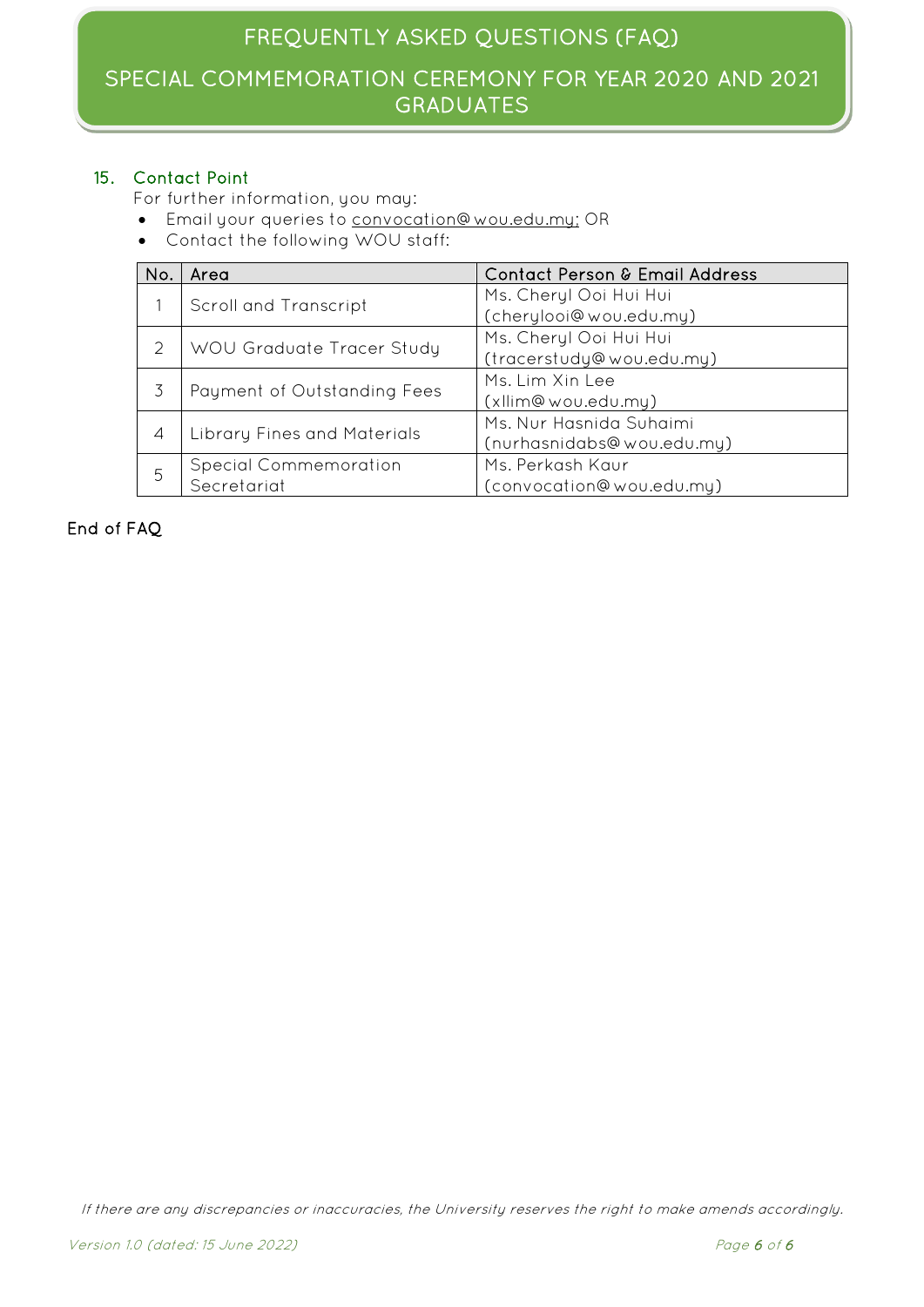### 15. Contact Point

For further information, you may:

- Email your queries to convocation@wou.edu.my; OR
- Contact the following WOU staff:

| No. | Area | Contact Person & Email Address |
|---|---|---|
| 1 | Scroll and Transcript | Ms. Cheryl Ooi Hui Hui (cherylooi@wou.edu.my) |
| 2 | WOU Graduate Tracer Study | Ms. Cheryl Ooi Hui Hui (tracerstudy@wou.edu.my) |
| 3 | Payment of Outstanding Fees | Ms. Lim Xin Lee (xllim@wou.edu.my) |
| 4 | Library Fines and Materials | Ms. Nur Hasnida Suhaimi (nurhasnidabs@wou.edu.my) |
| 5 | Special Commemoration Secretariat | Ms. Perkash Kaur (convocation@wou.edu.my) |

**End of FAQ**

*If there are any discrepancies or inaccuracies, the University reserves the right to make amends accordingly.*